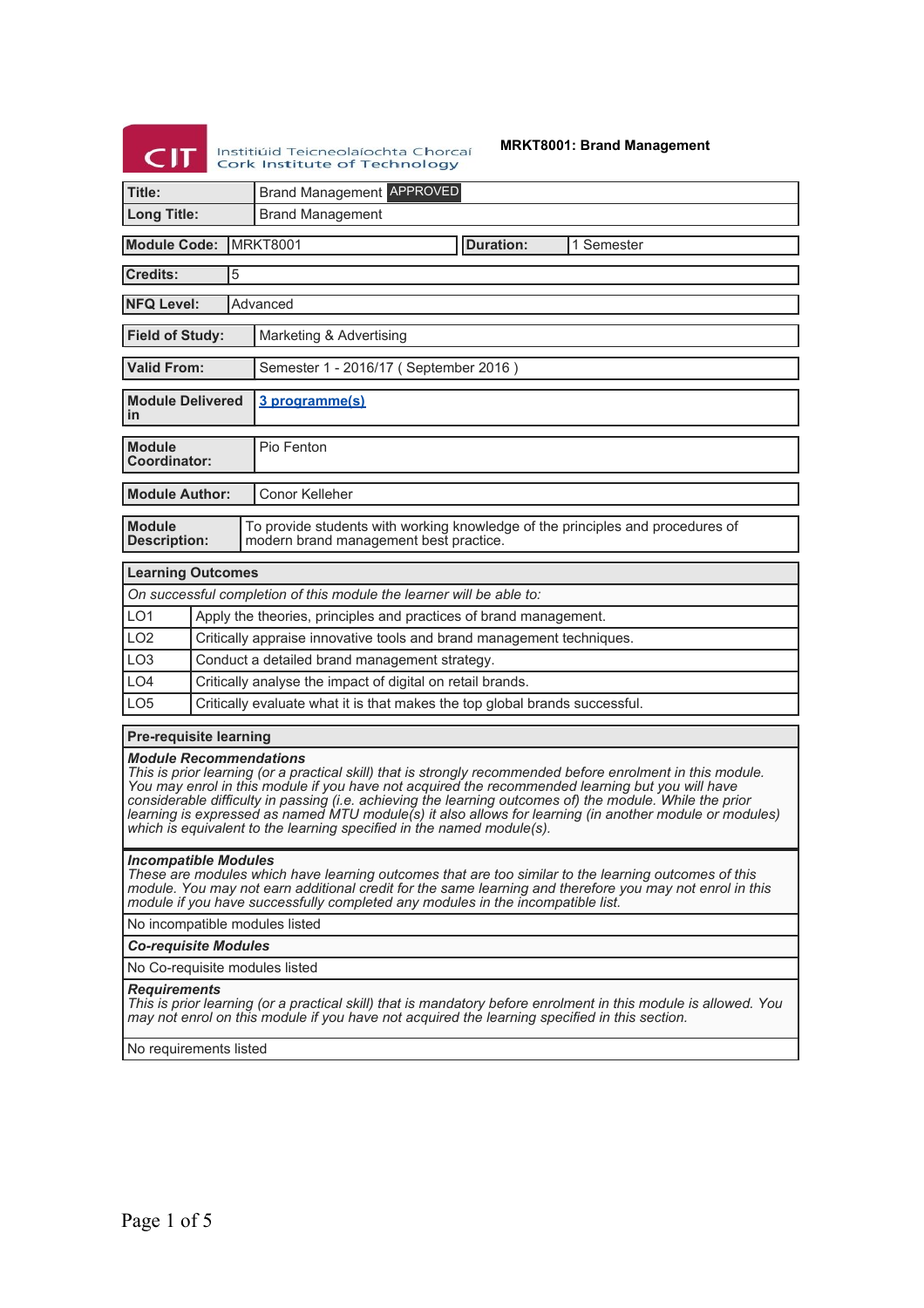Institiúid Teicneolaíochta Chorcaí
Cork Institute of Technology

# MRKT8001: Brand Management

| | |
|---|---|
| **Title:** | Brand Management APPROVED |
| **Long Title:** | Brand Management |

| | | | |
|---|---|---|---|
| **Module Code:** | MRKT8001 | **Duration:** | 1 Semester |

| | |
|---|---|
| **Credits:** | 5 |
| **NFQ Level:** | Advanced |
| **Field of Study:** | Marketing & Advertising |
| **Valid From:** | Semester 1 - 2016/17 ( September 2016 ) |
| **Module Delivered in** | 3 programme(s) |
| **Module Coordinator:** | Pio Fenton |
| **Module Author:** | Conor Kelleher |
| **Module Description:** | To provide students with working knowledge of the principles and procedures of modern brand management best practice. |

| **Learning Outcomes** | |
|---|---|
| *On successful completion of this module the learner will be able to:* | |
| LO1 | Apply the theories, principles and practices of brand management. |
| LO2 | Critically appraise innovative tools and brand management techniques. |
| LO3 | Conduct a detailed brand management strategy. |
| LO4 | Critically analyse the impact of digital on retail brands. |
| LO5 | Critically evaluate what it is that makes the top global brands successful. |

## Pre-requisite learning

***Module Recommendations***

*This is prior learning (or a practical skill) that is strongly recommended before enrolment in this module. You may enrol in this module if you have not acquired the recommended learning but you will have considerable difficulty in passing (i.e. achieving the learning outcomes of) the module. While the prior learning is expressed as named MTU module(s) it also allows for learning (in another module or modules) which is equivalent to the learning specified in the named module(s).*

***Incompatible Modules***

*These are modules which have learning outcomes that are too similar to the learning outcomes of this module. You may not earn additional credit for the same learning and therefore you may not enrol in this module if you have successfully completed any modules in the incompatible list.*

No incompatible modules listed

***Co-requisite Modules***

No Co-requisite modules listed

***Requirements***

*This is prior learning (or a practical skill) that is mandatory before enrolment in this module is allowed. You may not enrol on this module if you have not acquired the learning specified in this section.*

No requirements listed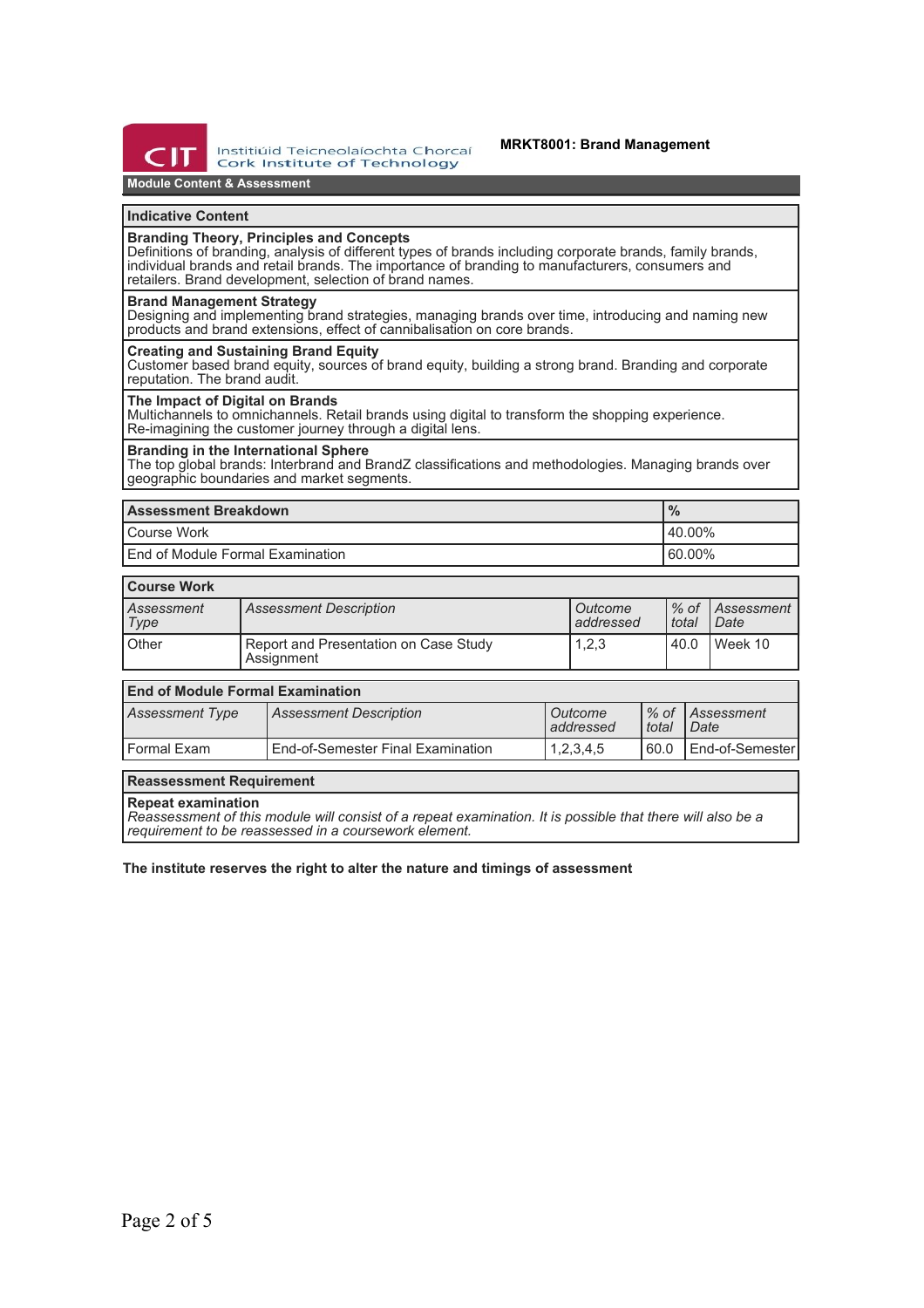**MRKT8001: Brand Management**

## Module Content & Assessment

### Indicative Content

**Branding Theory, Principles and Concepts**
Definitions of branding, analysis of different types of brands including corporate brands, family brands, individual brands and retail brands. The importance of branding to manufacturers, consumers and retailers. Brand development, selection of brand names.

**Brand Management Strategy**
Designing and implementing brand strategies, managing brands over time, introducing and naming new products and brand extensions, effect of cannibalisation on core brands.

**Creating and Sustaining Brand Equity**
Customer based brand equity, sources of brand equity, building a strong brand. Branding and corporate reputation. The brand audit.

**The Impact of Digital on Brands**
Multichannels to omnichannels. Retail brands using digital to transform the shopping experience. Re-imagining the customer journey through a digital lens.

**Branding in the International Sphere**
The top global brands: Interbrand and BrandZ classifications and methodologies. Managing brands over geographic boundaries and market segments.

| Assessment Breakdown | % |
|---|---|
| Course Work | 40.00% |
| End of Module Formal Examination | 60.00% |

### Course Work

| *Assessment Type* | *Assessment Description* | *Outcome addressed* | *% of total* | *Assessment Date* |
|---|---|---|---|---|
| Other | Report and Presentation on Case Study Assignment | 1,2,3 | 40.0 | Week 10 |

### End of Module Formal Examination

| *Assessment Type* | *Assessment Description* | *Outcome addressed* | *% of total* | *Assessment Date* |
|---|---|---|---|---|
| Formal Exam | End-of-Semester Final Examination | 1,2,3,4,5 | 60.0 | End-of-Semester |

### Reassessment Requirement

**Repeat examination**
*Reassessment of this module will consist of a repeat examination. It is possible that there will also be a requirement to be reassessed in a coursework element.*

**The institute reserves the right to alter the nature and timings of assessment**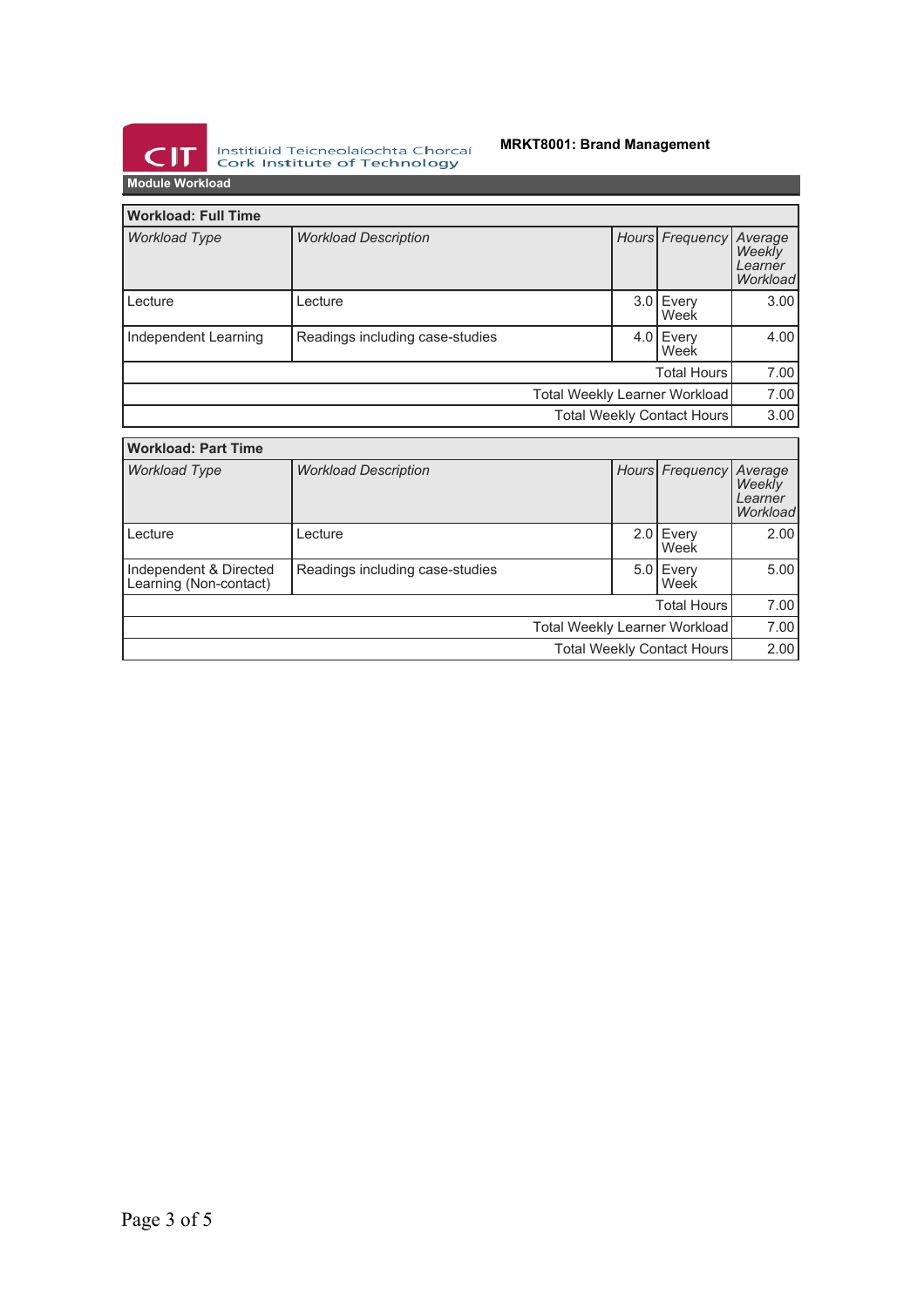## Module Workload

| Workload: Full Time | | | | |
|---|---|---|---|---|
| *Workload Type* | *Workload Description* | *Hours* | *Frequency* | *Average Weekly Learner Workload* |
| Lecture | Lecture | 3.0 | Every Week | 3.00 |
| Independent Learning | Readings including case-studies | 4.0 | Every Week | 4.00 |
| | | | Total Hours | 7.00 |
| | | | Total Weekly Learner Workload | 7.00 |
| | | | Total Weekly Contact Hours | 3.00 |

| Workload: Part Time | | | | |
|---|---|---|---|---|
| *Workload Type* | *Workload Description* | *Hours* | *Frequency* | *Average Weekly Learner Workload* |
| Lecture | Lecture | 2.0 | Every Week | 2.00 |
| Independent & Directed Learning (Non-contact) | Readings including case-studies | 5.0 | Every Week | 5.00 |
| | | | Total Hours | 7.00 |
| | | | Total Weekly Learner Workload | 7.00 |
| | | | Total Weekly Contact Hours | 2.00 |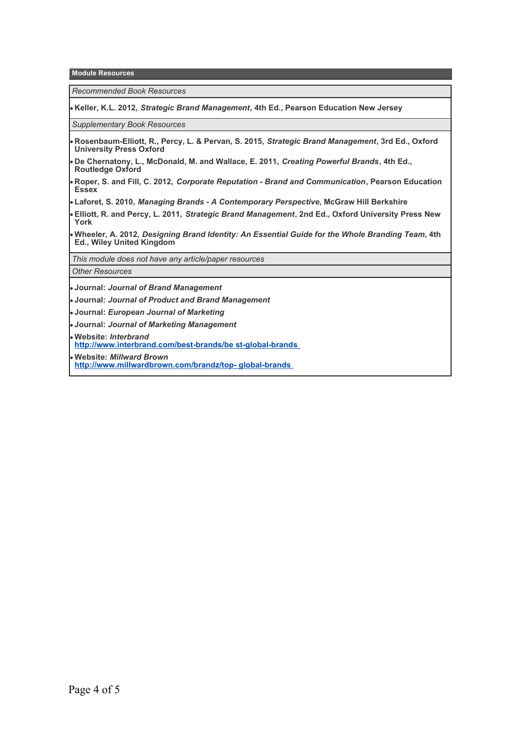## Module Resources

*Recommended Book Resources*

- **Keller, K.L. 2012, *Strategic Brand Management*, 4th Ed., Pearson Education New Jersey**

*Supplementary Book Resources*

- **Rosenbaum-Elliott, R., Percy, L. & Pervan, S. 2015, *Strategic Brand Management*, 3rd Ed., Oxford University Press Oxford**
- **De Chernatony, L., McDonald, M. and Wallace, E. 2011, *Creating Powerful Brands*, 4th Ed., Routledge Oxford**
- **Roper, S. and Fill, C. 2012, *Corporate Reputation - Brand and Communication*, Pearson Education Essex**
- **Laforet, S. 2010, *Managing Brands - A Contemporary Perspective*, McGraw Hill Berkshire**
- **Elliott, R. and Percy, L. 2011, *Strategic Brand Management*, 2nd Ed., Oxford University Press New York**
- **Wheeler, A. 2012, *Designing Brand Identity: An Essential Guide for the Whole Branding Team*, 4th Ed., Wiley United Kingdom**

*This module does not have any article/paper resources*

*Other Resources*

- **Journal: *Journal of Brand Management***
- **Journal: *Journal of Product and Brand Management***
- **Journal: *European Journal of Marketing***
- **Journal: *Journal of Marketing Management***
- **Website: *Interbrand***
  **http://www.interbrand.com/best-brands/be st-global-brands**
- **Website: *Millward Brown***
  **http://www.millwardbrown.com/brandz/top- global-brands**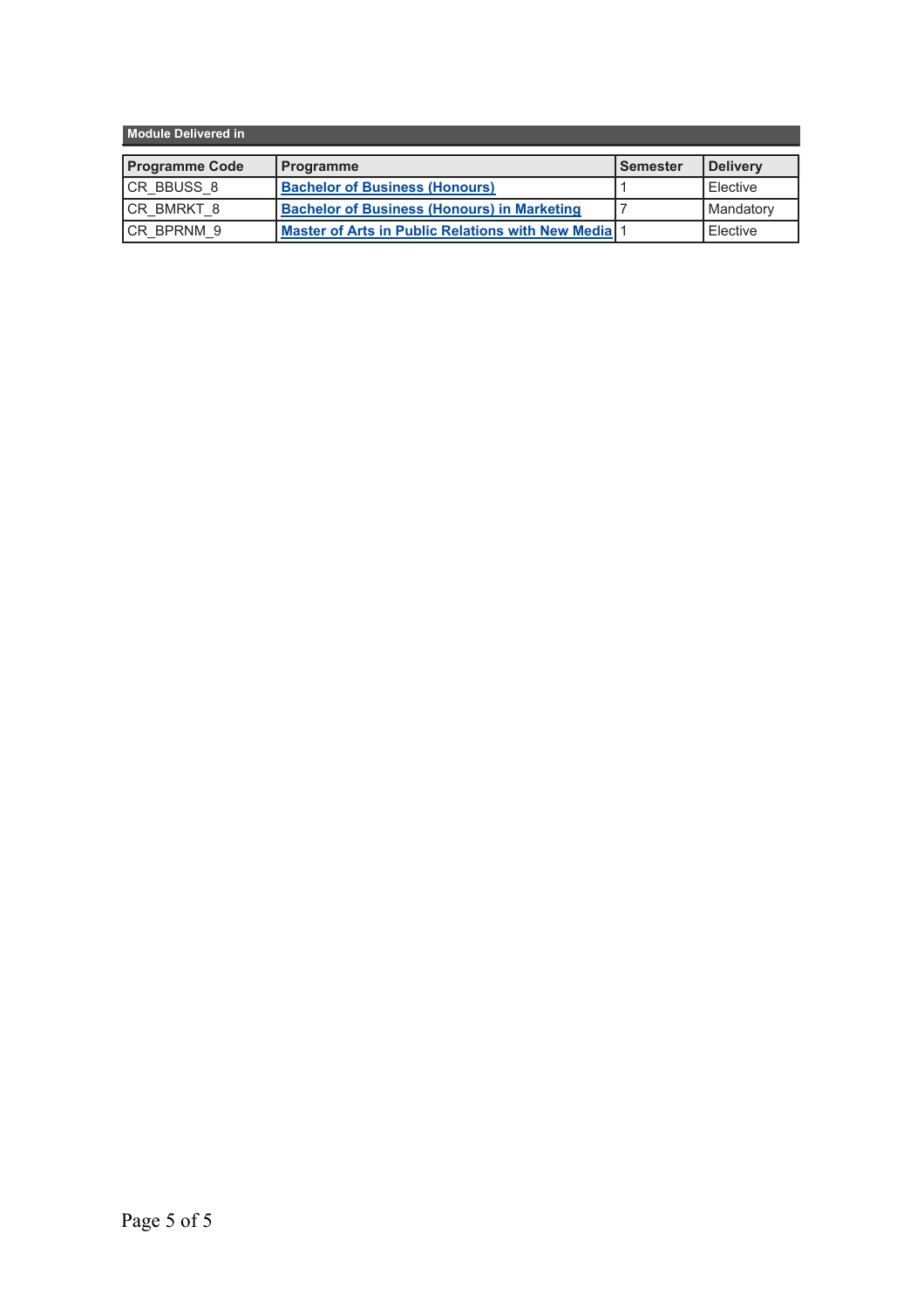### Module Delivered in

| Programme Code | Programme | Semester | Delivery |
|---|---|---|---|
| CR_BBUSS_8 | **Bachelor of Business (Honours)** | 1 | Elective |
| CR_BMRKT_8 | **Bachelor of Business (Honours) in Marketing** | 7 | Mandatory |
| CR_BPRNM_9 | **Master of Arts in Public Relations with New Media** | 1 | Elective |